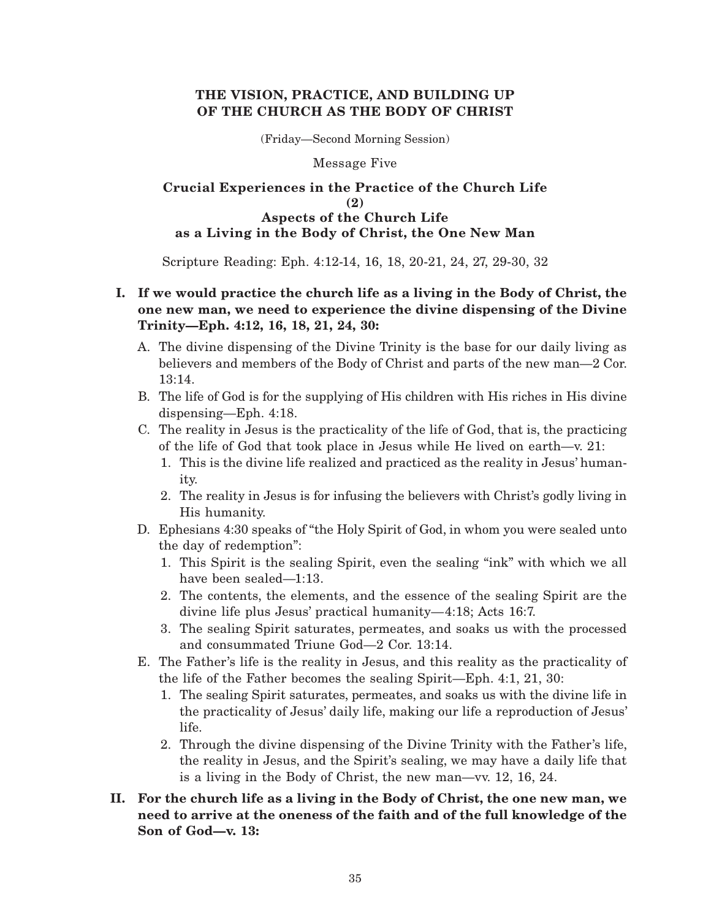# THE VISION, PRACTICE, AND BUILDING UP OF THE CHURCH AS THE BODY OF CHRIST

(Friday—Second Morning Session)

Message Five

## Crucial Experiences in the Practice of the Church Life (2) Aspects of the Church Life as a Living in the Body of Christ, the One New Man

Scripture Reading: Eph. 4:12-14, 16, 18, 20-21, 24, 27, 29-30, 32

**I. If we would practice the church life as a living in the Body of Christ, the one new man, we need to experience the divine dispensing of the Divine Trinity—Eph. 4:12, 16, 18, 21, 24, 30:**

- A. The divine dispensing of the Divine Trinity is the base for our daily living as believers and members of the Body of Christ and parts of the new man—2 Cor. 13:14.
- B. The life of God is for the supplying of His children with His riches in His divine dispensing—Eph. 4:18.
- C. The reality in Jesus is the practicality of the life of God, that is, the practicing of the life of God that took place in Jesus while He lived on earth—v. 21:
  1. This is the divine life realized and practiced as the reality in Jesus' humanity.
  2. The reality in Jesus is for infusing the believers with Christ's godly living in His humanity.
- D. Ephesians 4:30 speaks of "the Holy Spirit of God, in whom you were sealed unto the day of redemption":
  1. This Spirit is the sealing Spirit, even the sealing "ink" with which we all have been sealed—1:13.
  2. The contents, the elements, and the essence of the sealing Spirit are the divine life plus Jesus' practical humanity—4:18; Acts 16:7.
  3. The sealing Spirit saturates, permeates, and soaks us with the processed and consummated Triune God—2 Cor. 13:14.
- E. The Father's life is the reality in Jesus, and this reality as the practicality of the life of the Father becomes the sealing Spirit—Eph. 4:1, 21, 30:
  1. The sealing Spirit saturates, permeates, and soaks us with the divine life in the practicality of Jesus' daily life, making our life a reproduction of Jesus' life.
  2. Through the divine dispensing of the Divine Trinity with the Father's life, the reality in Jesus, and the Spirit's sealing, we may have a daily life that is a living in the Body of Christ, the new man—vv. 12, 16, 24.

**II. For the church life as a living in the Body of Christ, the one new man, we need to arrive at the oneness of the faith and of the full knowledge of the Son of God—v. 13:**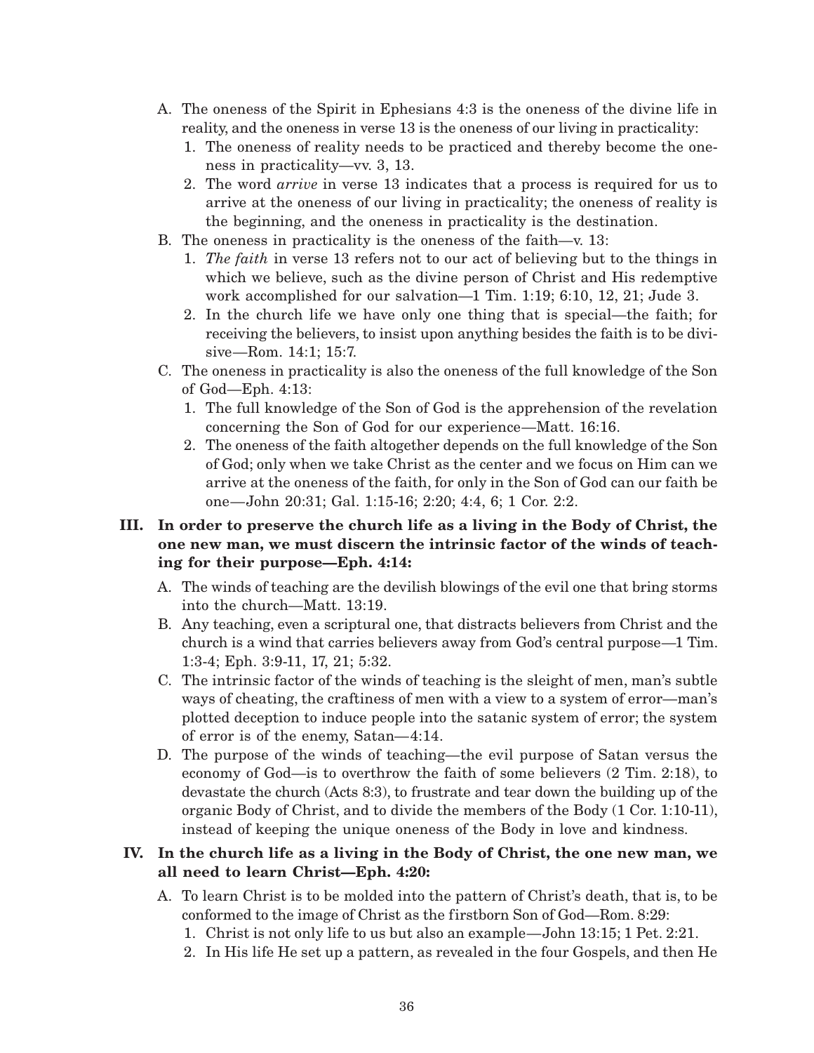A. The oneness of the Spirit in Ephesians 4:3 is the oneness of the divine life in reality, and the oneness in verse 13 is the oneness of our living in practicality:
   1. The oneness of reality needs to be practiced and thereby become the oneness in practicality—vv. 3, 13.
   2. The word *arrive* in verse 13 indicates that a process is required for us to arrive at the oneness of our living in practicality; the oneness of reality is the beginning, and the oneness in practicality is the destination.

B. The oneness in practicality is the oneness of the faith—v. 13:
   1. *The faith* in verse 13 refers not to our act of believing but to the things in which we believe, such as the divine person of Christ and His redemptive work accomplished for our salvation—1 Tim. 1:19; 6:10, 12, 21; Jude 3.
   2. In the church life we have only one thing that is special—the faith; for receiving the believers, to insist upon anything besides the faith is to be divisive—Rom. 14:1; 15:7.

C. The oneness in practicality is also the oneness of the full knowledge of the Son of God—Eph. 4:13:
   1. The full knowledge of the Son of God is the apprehension of the revelation concerning the Son of God for our experience—Matt. 16:16.
   2. The oneness of the faith altogether depends on the full knowledge of the Son of God; only when we take Christ as the center and we focus on Him can we arrive at the oneness of the faith, for only in the Son of God can our faith be one—John 20:31; Gal. 1:15-16; 2:20; 4:4, 6; 1 Cor. 2:2.

**III. In order to preserve the church life as a living in the Body of Christ, the one new man, we must discern the intrinsic factor of the winds of teaching for their purpose—Eph. 4:14:**

A. The winds of teaching are the devilish blowings of the evil one that bring storms into the church—Matt. 13:19.

B. Any teaching, even a scriptural one, that distracts believers from Christ and the church is a wind that carries believers away from God's central purpose—1 Tim. 1:3-4; Eph. 3:9-11, 17, 21; 5:32.

C. The intrinsic factor of the winds of teaching is the sleight of men, man's subtle ways of cheating, the craftiness of men with a view to a system of error—man's plotted deception to induce people into the satanic system of error; the system of error is of the enemy, Satan—4:14.

D. The purpose of the winds of teaching—the evil purpose of Satan versus the economy of God—is to overthrow the faith of some believers (2 Tim. 2:18), to devastate the church (Acts 8:3), to frustrate and tear down the building up of the organic Body of Christ, and to divide the members of the Body (1 Cor. 1:10-11), instead of keeping the unique oneness of the Body in love and kindness.

**IV. In the church life as a living in the Body of Christ, the one new man, we all need to learn Christ—Eph. 4:20:**

A. To learn Christ is to be molded into the pattern of Christ's death, that is, to be conformed to the image of Christ as the firstborn Son of God—Rom. 8:29:
   1. Christ is not only life to us but also an example—John 13:15; 1 Pet. 2:21.
   2. In His life He set up a pattern, as revealed in the four Gospels, and then He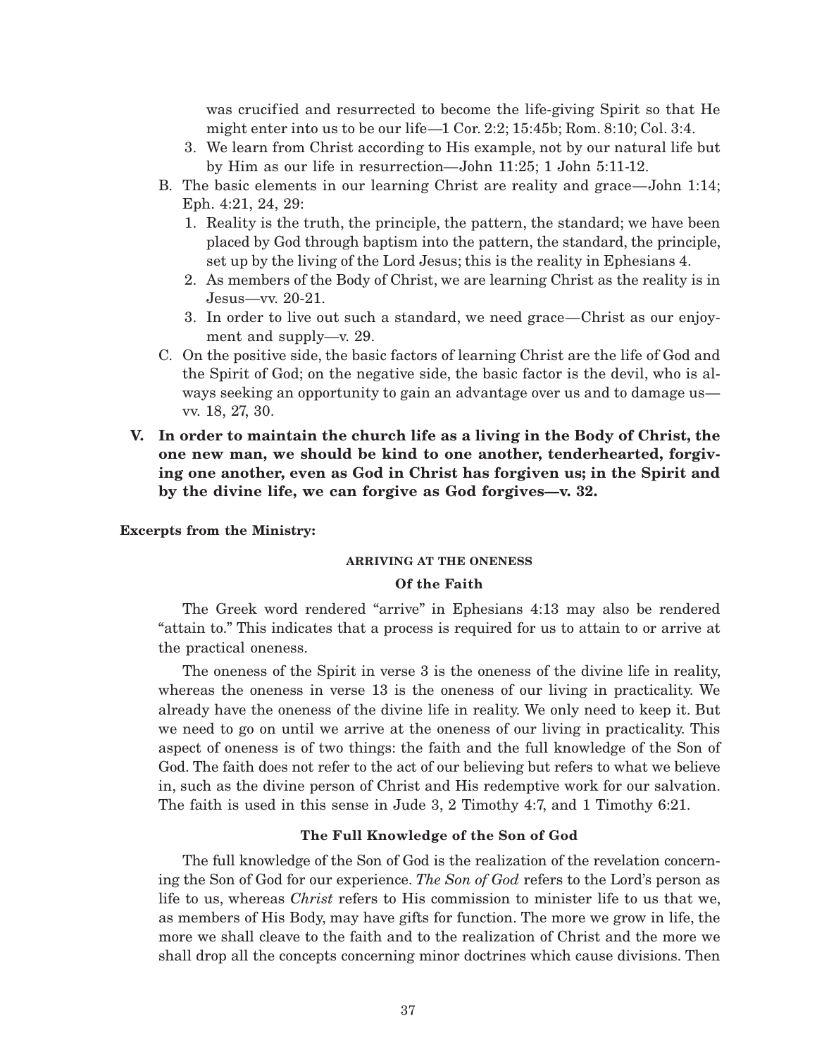was crucified and resurrected to become the life-giving Spirit so that He might enter into us to be our life—1 Cor. 2:2; 15:45b; Rom. 8:10; Col. 3:4.

   3. We learn from Christ according to His example, not by our natural life but by Him as our life in resurrection—John 11:25; 1 John 5:11-12.

B. The basic elements in our learning Christ are reality and grace—John 1:14; Eph. 4:21, 24, 29:
   1. Reality is the truth, the principle, the pattern, the standard; we have been placed by God through baptism into the pattern, the standard, the principle, set up by the living of the Lord Jesus; this is the reality in Ephesians 4.
   2. As members of the Body of Christ, we are learning Christ as the reality is in Jesus—vv. 20-21.
   3. In order to live out such a standard, we need grace—Christ as our enjoyment and supply—v. 29.

C. On the positive side, the basic factors of learning Christ are the life of God and the Spirit of God; on the negative side, the basic factor is the devil, who is always seeking an opportunity to gain an advantage over us and to damage us—vv. 18, 27, 30.

**V. In order to maintain the church life as a living in the Body of Christ, the one new man, we should be kind to one another, tenderhearted, forgiving one another, even as God in Christ has forgiven us; in the Spirit and by the divine life, we can forgive as God forgives—v. 32.**

**Excerpts from the Ministry:**

#### ARRIVING AT THE ONENESS

#### Of the Faith

The Greek word rendered "arrive" in Ephesians 4:13 may also be rendered "attain to." This indicates that a process is required for us to attain to or arrive at the practical oneness.

The oneness of the Spirit in verse 3 is the oneness of the divine life in reality, whereas the oneness in verse 13 is the oneness of our living in practicality. We already have the oneness of the divine life in reality. We only need to keep it. But we need to go on until we arrive at the oneness of our living in practicality. This aspect of oneness is of two things: the faith and the full knowledge of the Son of God. The faith does not refer to the act of our believing but refers to what we believe in, such as the divine person of Christ and His redemptive work for our salvation. The faith is used in this sense in Jude 3, 2 Timothy 4:7, and 1 Timothy 6:21.

#### The Full Knowledge of the Son of God

The full knowledge of the Son of God is the realization of the revelation concerning the Son of God for our experience. *The Son of God* refers to the Lord's person as life to us, whereas *Christ* refers to His commission to minister life to us that we, as members of His Body, may have gifts for function. The more we grow in life, the more we shall cleave to the faith and to the realization of Christ and the more we shall drop all the concepts concerning minor doctrines which cause divisions. Then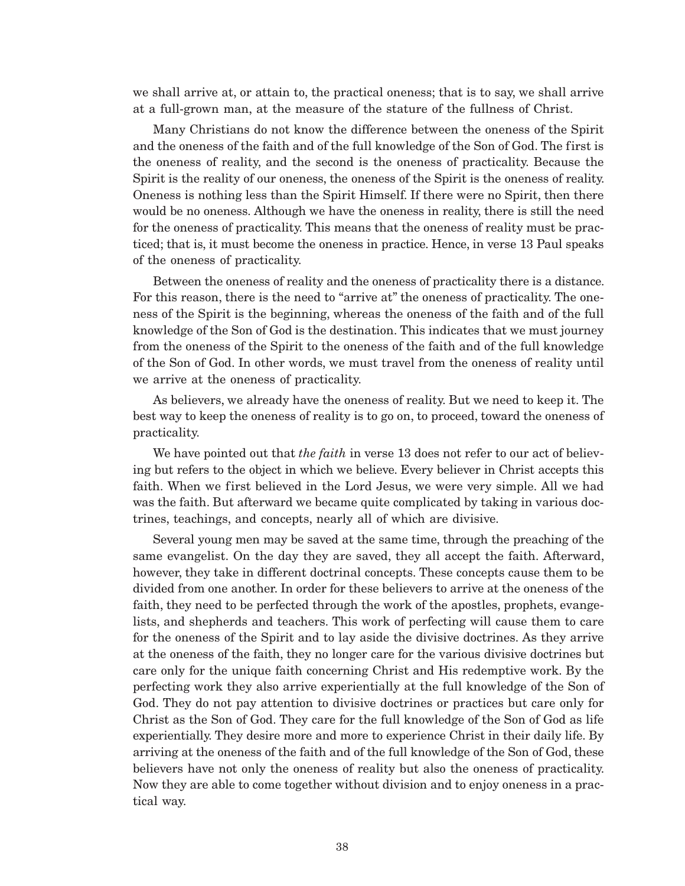we shall arrive at, or attain to, the practical oneness; that is to say, we shall arrive at a full-grown man, at the measure of the stature of the fullness of Christ.

Many Christians do not know the difference between the oneness of the Spirit and the oneness of the faith and of the full knowledge of the Son of God. The first is the oneness of reality, and the second is the oneness of practicality. Because the Spirit is the reality of our oneness, the oneness of the Spirit is the oneness of reality. Oneness is nothing less than the Spirit Himself. If there were no Spirit, then there would be no oneness. Although we have the oneness in reality, there is still the need for the oneness of practicality. This means that the oneness of reality must be practiced; that is, it must become the oneness in practice. Hence, in verse 13 Paul speaks of the oneness of practicality.

Between the oneness of reality and the oneness of practicality there is a distance. For this reason, there is the need to "arrive at" the oneness of practicality. The oneness of the Spirit is the beginning, whereas the oneness of the faith and of the full knowledge of the Son of God is the destination. This indicates that we must journey from the oneness of the Spirit to the oneness of the faith and of the full knowledge of the Son of God. In other words, we must travel from the oneness of reality until we arrive at the oneness of practicality.

As believers, we already have the oneness of reality. But we need to keep it. The best way to keep the oneness of reality is to go on, to proceed, toward the oneness of practicality.

We have pointed out that *the faith* in verse 13 does not refer to our act of believing but refers to the object in which we believe. Every believer in Christ accepts this faith. When we first believed in the Lord Jesus, we were very simple. All we had was the faith. But afterward we became quite complicated by taking in various doctrines, teachings, and concepts, nearly all of which are divisive.

Several young men may be saved at the same time, through the preaching of the same evangelist. On the day they are saved, they all accept the faith. Afterward, however, they take in different doctrinal concepts. These concepts cause them to be divided from one another. In order for these believers to arrive at the oneness of the faith, they need to be perfected through the work of the apostles, prophets, evangelists, and shepherds and teachers. This work of perfecting will cause them to care for the oneness of the Spirit and to lay aside the divisive doctrines. As they arrive at the oneness of the faith, they no longer care for the various divisive doctrines but care only for the unique faith concerning Christ and His redemptive work. By the perfecting work they also arrive experientially at the full knowledge of the Son of God. They do not pay attention to divisive doctrines or practices but care only for Christ as the Son of God. They care for the full knowledge of the Son of God as life experientially. They desire more and more to experience Christ in their daily life. By arriving at the oneness of the faith and of the full knowledge of the Son of God, these believers have not only the oneness of reality but also the oneness of practicality. Now they are able to come together without division and to enjoy oneness in a practical way.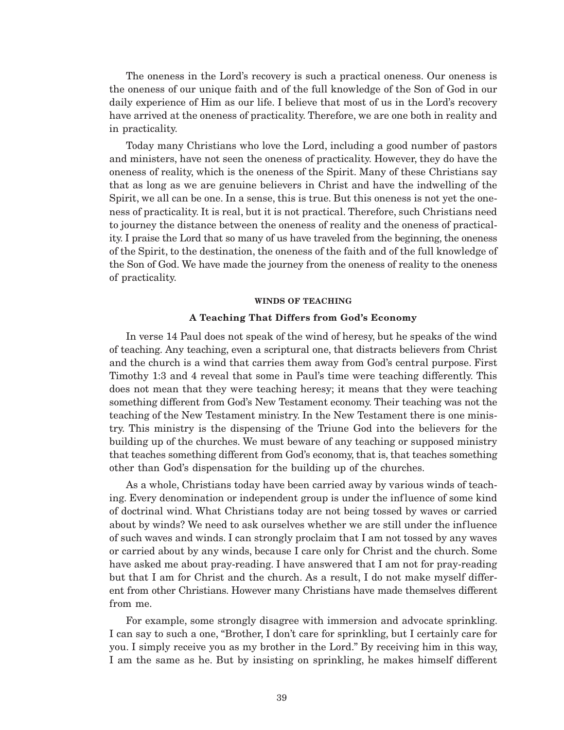The oneness in the Lord's recovery is such a practical oneness. Our oneness is the oneness of our unique faith and of the full knowledge of the Son of God in our daily experience of Him as our life. I believe that most of us in the Lord's recovery have arrived at the oneness of practicality. Therefore, we are one both in reality and in practicality.

Today many Christians who love the Lord, including a good number of pastors and ministers, have not seen the oneness of practicality. However, they do have the oneness of reality, which is the oneness of the Spirit. Many of these Christians say that as long as we are genuine believers in Christ and have the indwelling of the Spirit, we all can be one. In a sense, this is true. But this oneness is not yet the oneness of practicality. It is real, but it is not practical. Therefore, such Christians need to journey the distance between the oneness of reality and the oneness of practicality. I praise the Lord that so many of us have traveled from the beginning, the oneness of the Spirit, to the destination, the oneness of the faith and of the full knowledge of the Son of God. We have made the journey from the oneness of reality to the oneness of practicality.

### WINDS OF TEACHING

#### A Teaching That Differs from God's Economy

In verse 14 Paul does not speak of the wind of heresy, but he speaks of the wind of teaching. Any teaching, even a scriptural one, that distracts believers from Christ and the church is a wind that carries them away from God's central purpose. First Timothy 1:3 and 4 reveal that some in Paul's time were teaching differently. This does not mean that they were teaching heresy; it means that they were teaching something different from God's New Testament economy. Their teaching was not the teaching of the New Testament ministry. In the New Testament there is one ministry. This ministry is the dispensing of the Triune God into the believers for the building up of the churches. We must beware of any teaching or supposed ministry that teaches something different from God's economy, that is, that teaches something other than God's dispensation for the building up of the churches.

As a whole, Christians today have been carried away by various winds of teaching. Every denomination or independent group is under the influence of some kind of doctrinal wind. What Christians today are not being tossed by waves or carried about by winds? We need to ask ourselves whether we are still under the influence of such waves and winds. I can strongly proclaim that I am not tossed by any waves or carried about by any winds, because I care only for Christ and the church. Some have asked me about pray-reading. I have answered that I am not for pray-reading but that I am for Christ and the church. As a result, I do not make myself different from other Christians. However many Christians have made themselves different from me.

For example, some strongly disagree with immersion and advocate sprinkling. I can say to such a one, "Brother, I don't care for sprinkling, but I certainly care for you. I simply receive you as my brother in the Lord." By receiving him in this way, I am the same as he. But by insisting on sprinkling, he makes himself different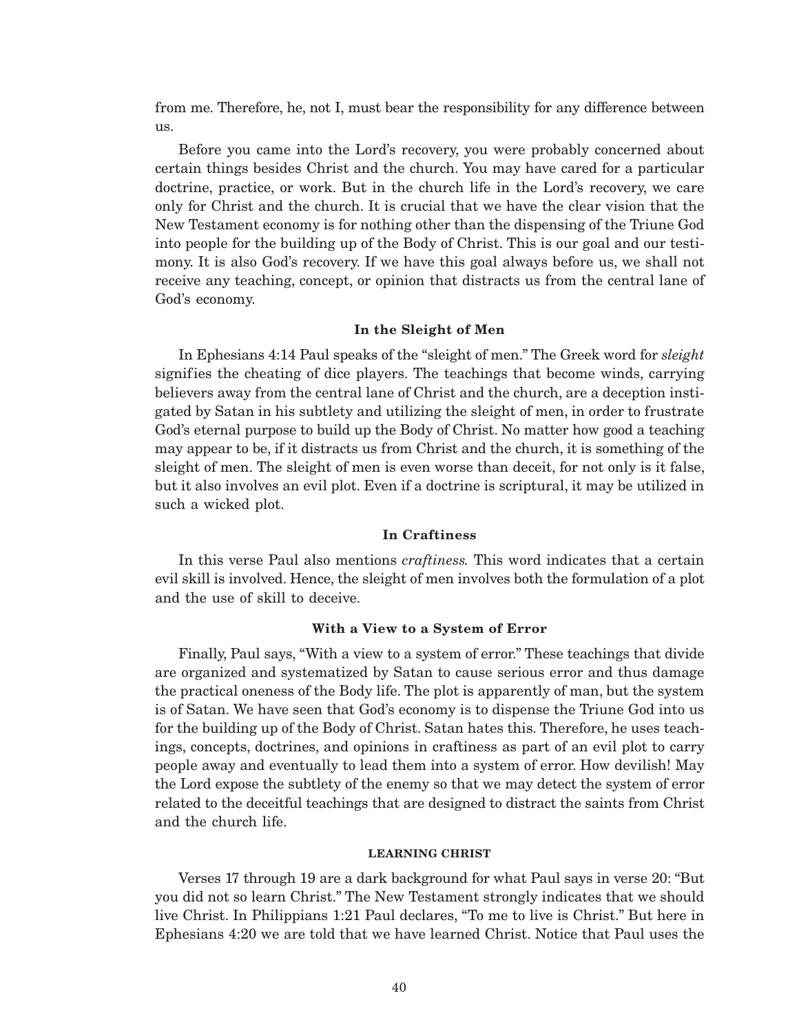from me. Therefore, he, not I, must bear the responsibility for any difference between us.

Before you came into the Lord's recovery, you were probably concerned about certain things besides Christ and the church. You may have cared for a particular doctrine, practice, or work. But in the church life in the Lord's recovery, we care only for Christ and the church. It is crucial that we have the clear vision that the New Testament economy is for nothing other than the dispensing of the Triune God into people for the building up of the Body of Christ. This is our goal and our testimony. It is also God's recovery. If we have this goal always before us, we shall not receive any teaching, concept, or opinion that distracts us from the central lane of God's economy.

#### In the Sleight of Men

In Ephesians 4:14 Paul speaks of the "sleight of men." The Greek word for *sleight* signifies the cheating of dice players. The teachings that become winds, carrying believers away from the central lane of Christ and the church, are a deception instigated by Satan in his subtlety and utilizing the sleight of men, in order to frustrate God's eternal purpose to build up the Body of Christ. No matter how good a teaching may appear to be, if it distracts us from Christ and the church, it is something of the sleight of men. The sleight of men is even worse than deceit, for not only is it false, but it also involves an evil plot. Even if a doctrine is scriptural, it may be utilized in such a wicked plot.

#### In Craftiness

In this verse Paul also mentions *craftiness.* This word indicates that a certain evil skill is involved. Hence, the sleight of men involves both the formulation of a plot and the use of skill to deceive.

#### With a View to a System of Error

Finally, Paul says, "With a view to a system of error." These teachings that divide are organized and systematized by Satan to cause serious error and thus damage the practical oneness of the Body life. The plot is apparently of man, but the system is of Satan. We have seen that God's economy is to dispense the Triune God into us for the building up of the Body of Christ. Satan hates this. Therefore, he uses teachings, concepts, doctrines, and opinions in craftiness as part of an evil plot to carry people away and eventually to lead them into a system of error. How devilish! May the Lord expose the subtlety of the enemy so that we may detect the system of error related to the deceitful teachings that are designed to distract the saints from Christ and the church life.

### LEARNING CHRIST

Verses 17 through 19 are a dark background for what Paul says in verse 20: "But you did not so learn Christ." The New Testament strongly indicates that we should live Christ. In Philippians 1:21 Paul declares, "To me to live is Christ." But here in Ephesians 4:20 we are told that we have learned Christ. Notice that Paul uses the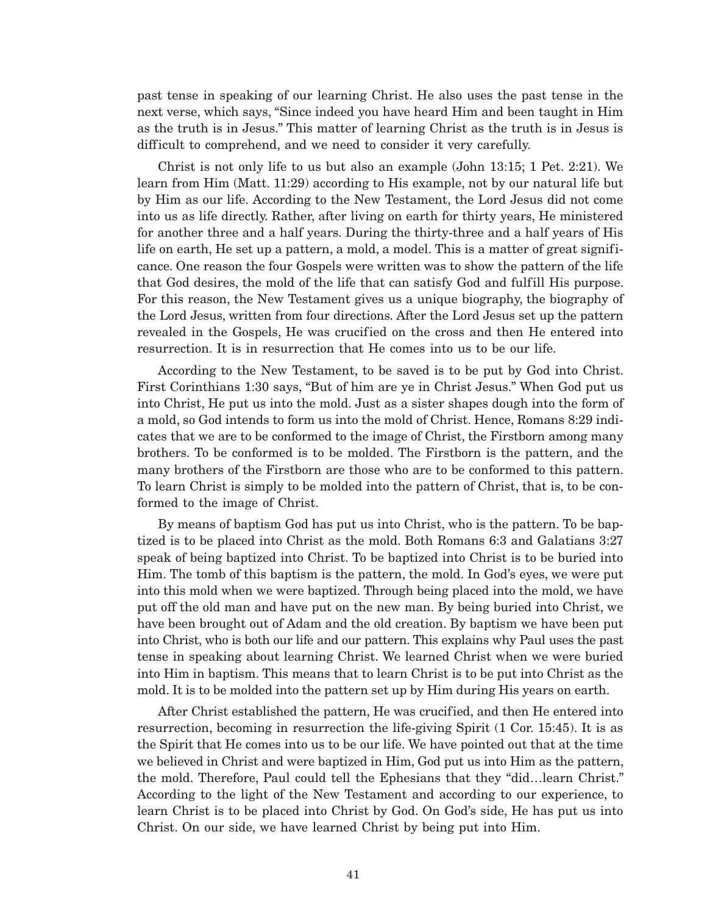past tense in speaking of our learning Christ. He also uses the past tense in the next verse, which says, "Since indeed you have heard Him and been taught in Him as the truth is in Jesus." This matter of learning Christ as the truth is in Jesus is difficult to comprehend, and we need to consider it very carefully.

Christ is not only life to us but also an example (John 13:15; 1 Pet. 2:21). We learn from Him (Matt. 11:29) according to His example, not by our natural life but by Him as our life. According to the New Testament, the Lord Jesus did not come into us as life directly. Rather, after living on earth for thirty years, He ministered for another three and a half years. During the thirty-three and a half years of His life on earth, He set up a pattern, a mold, a model. This is a matter of great significance. One reason the four Gospels were written was to show the pattern of the life that God desires, the mold of the life that can satisfy God and fulfill His purpose. For this reason, the New Testament gives us a unique biography, the biography of the Lord Jesus, written from four directions. After the Lord Jesus set up the pattern revealed in the Gospels, He was crucified on the cross and then He entered into resurrection. It is in resurrection that He comes into us to be our life.

According to the New Testament, to be saved is to be put by God into Christ. First Corinthians 1:30 says, "But of him are ye in Christ Jesus." When God put us into Christ, He put us into the mold. Just as a sister shapes dough into the form of a mold, so God intends to form us into the mold of Christ. Hence, Romans 8:29 indicates that we are to be conformed to the image of Christ, the Firstborn among many brothers. To be conformed is to be molded. The Firstborn is the pattern, and the many brothers of the Firstborn are those who are to be conformed to this pattern. To learn Christ is simply to be molded into the pattern of Christ, that is, to be conformed to the image of Christ.

By means of baptism God has put us into Christ, who is the pattern. To be baptized is to be placed into Christ as the mold. Both Romans 6:3 and Galatians 3:27 speak of being baptized into Christ. To be baptized into Christ is to be buried into Him. The tomb of this baptism is the pattern, the mold. In God's eyes, we were put into this mold when we were baptized. Through being placed into the mold, we have put off the old man and have put on the new man. By being buried into Christ, we have been brought out of Adam and the old creation. By baptism we have been put into Christ, who is both our life and our pattern. This explains why Paul uses the past tense in speaking about learning Christ. We learned Christ when we were buried into Him in baptism. This means that to learn Christ is to be put into Christ as the mold. It is to be molded into the pattern set up by Him during His years on earth.

After Christ established the pattern, He was crucified, and then He entered into resurrection, becoming in resurrection the life-giving Spirit (1 Cor. 15:45). It is as the Spirit that He comes into us to be our life. We have pointed out that at the time we believed in Christ and were baptized in Him, God put us into Him as the pattern, the mold. Therefore, Paul could tell the Ephesians that they "did…learn Christ." According to the light of the New Testament and according to our experience, to learn Christ is to be placed into Christ by God. On God's side, He has put us into Christ. On our side, we have learned Christ by being put into Him.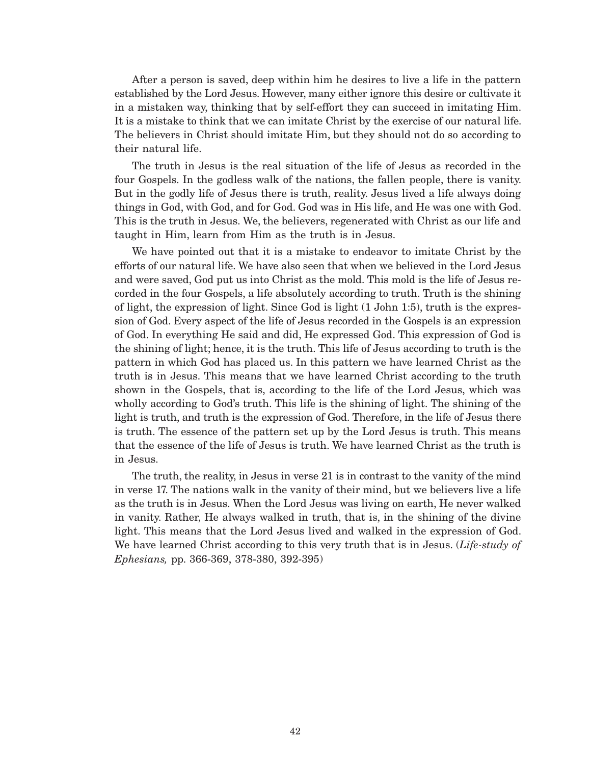After a person is saved, deep within him he desires to live a life in the pattern established by the Lord Jesus. However, many either ignore this desire or cultivate it in a mistaken way, thinking that by self-effort they can succeed in imitating Him. It is a mistake to think that we can imitate Christ by the exercise of our natural life. The believers in Christ should imitate Him, but they should not do so according to their natural life.

The truth in Jesus is the real situation of the life of Jesus as recorded in the four Gospels. In the godless walk of the nations, the fallen people, there is vanity. But in the godly life of Jesus there is truth, reality. Jesus lived a life always doing things in God, with God, and for God. God was in His life, and He was one with God. This is the truth in Jesus. We, the believers, regenerated with Christ as our life and taught in Him, learn from Him as the truth is in Jesus.

We have pointed out that it is a mistake to endeavor to imitate Christ by the efforts of our natural life. We have also seen that when we believed in the Lord Jesus and were saved, God put us into Christ as the mold. This mold is the life of Jesus recorded in the four Gospels, a life absolutely according to truth. Truth is the shining of light, the expression of light. Since God is light (1 John 1:5), truth is the expression of God. Every aspect of the life of Jesus recorded in the Gospels is an expression of God. In everything He said and did, He expressed God. This expression of God is the shining of light; hence, it is the truth. This life of Jesus according to truth is the pattern in which God has placed us. In this pattern we have learned Christ as the truth is in Jesus. This means that we have learned Christ according to the truth shown in the Gospels, that is, according to the life of the Lord Jesus, which was wholly according to God's truth. This life is the shining of light. The shining of the light is truth, and truth is the expression of God. Therefore, in the life of Jesus there is truth. The essence of the pattern set up by the Lord Jesus is truth. This means that the essence of the life of Jesus is truth. We have learned Christ as the truth is in Jesus.

The truth, the reality, in Jesus in verse 21 is in contrast to the vanity of the mind in verse 17. The nations walk in the vanity of their mind, but we believers live a life as the truth is in Jesus. When the Lord Jesus was living on earth, He never walked in vanity. Rather, He always walked in truth, that is, in the shining of the divine light. This means that the Lord Jesus lived and walked in the expression of God. We have learned Christ according to this very truth that is in Jesus. (*Life-study of Ephesians,* pp. 366-369, 378-380, 392-395)